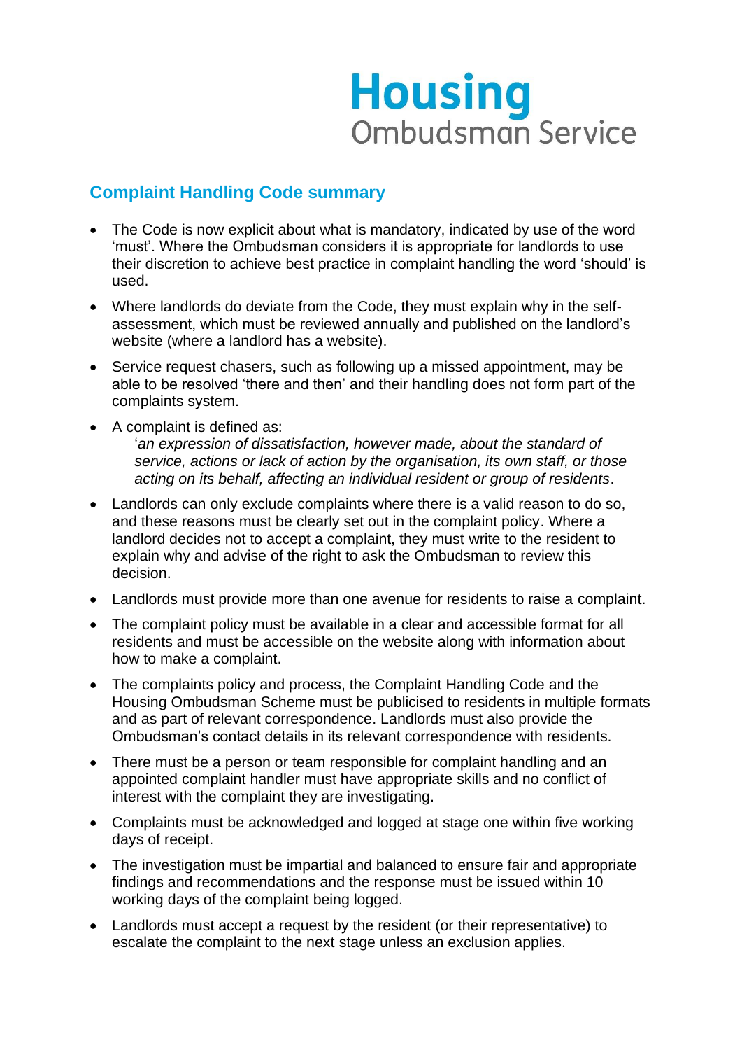# Housing
Ombudsman Service

## Complaint Handling Code summary

- The Code is now explicit about what is mandatory, indicated by use of the word 'must'. Where the Ombudsman considers it is appropriate for landlords to use their discretion to achieve best practice in complaint handling the word 'should' is used.
- Where landlords do deviate from the Code, they must explain why in the self-assessment, which must be reviewed annually and published on the landlord's website (where a landlord has a website).
- Service request chasers, such as following up a missed appointment, may be able to be resolved 'there and then' and their handling does not form part of the complaints system.
- A complaint is defined as:
  '*an expression of dissatisfaction, however made, about the standard of service, actions or lack of action by the organisation, its own staff, or those acting on its behalf, affecting an individual resident or group of residents*.
- Landlords can only exclude complaints where there is a valid reason to do so, and these reasons must be clearly set out in the complaint policy. Where a landlord decides not to accept a complaint, they must write to the resident to explain why and advise of the right to ask the Ombudsman to review this decision.
- Landlords must provide more than one avenue for residents to raise a complaint.
- The complaint policy must be available in a clear and accessible format for all residents and must be accessible on the website along with information about how to make a complaint.
- The complaints policy and process, the Complaint Handling Code and the Housing Ombudsman Scheme must be publicised to residents in multiple formats and as part of relevant correspondence. Landlords must also provide the Ombudsman's contact details in its relevant correspondence with residents.
- There must be a person or team responsible for complaint handling and an appointed complaint handler must have appropriate skills and no conflict of interest with the complaint they are investigating.
- Complaints must be acknowledged and logged at stage one within five working days of receipt.
- The investigation must be impartial and balanced to ensure fair and appropriate findings and recommendations and the response must be issued within 10 working days of the complaint being logged.
- Landlords must accept a request by the resident (or their representative) to escalate the complaint to the next stage unless an exclusion applies.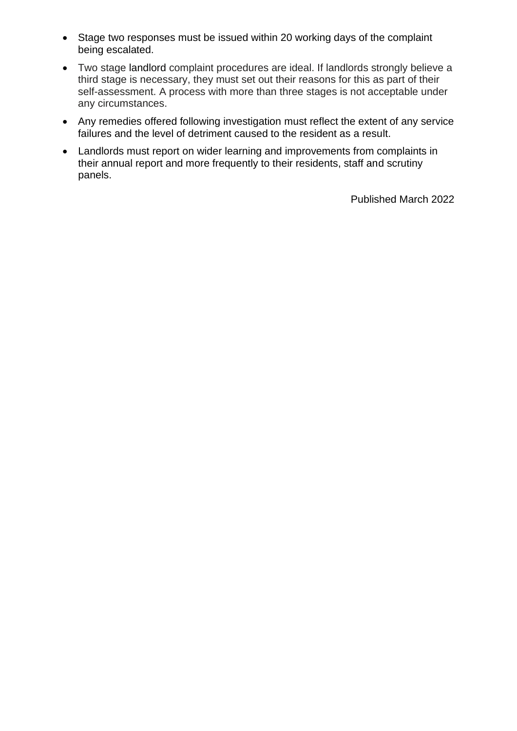- Stage two responses must be issued within 20 working days of the complaint being escalated.
- Two stage landlord complaint procedures are ideal. If landlords strongly believe a third stage is necessary, they must set out their reasons for this as part of their self-assessment. A process with more than three stages is not acceptable under any circumstances.
- Any remedies offered following investigation must reflect the extent of any service failures and the level of detriment caused to the resident as a result.
- Landlords must report on wider learning and improvements from complaints in their annual report and more frequently to their residents, staff and scrutiny panels.

Published March 2022